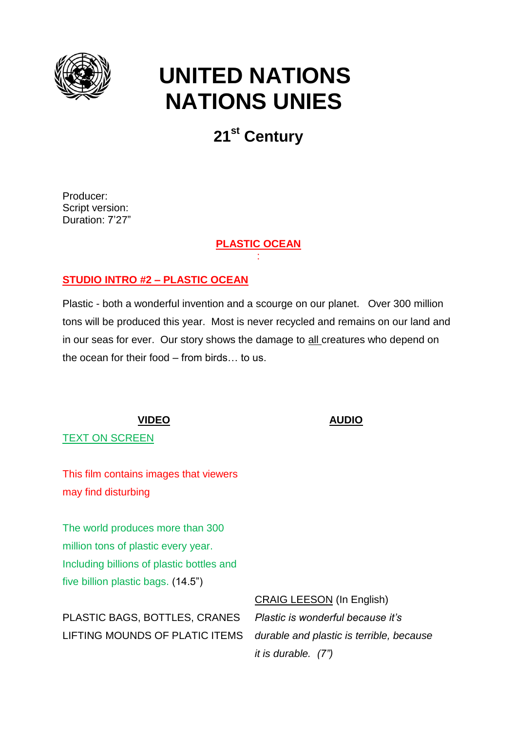# UNITED NATIONS
# NATIONS UNIES

## 21st Century

Producer:
Script version:
Duration: 7'27"

### PLASTIC OCEAN

:

### STUDIO INTRO #2 – PLASTIC OCEAN

Plastic - both a wonderful invention and a scourge on our planet. Over 300 million tons will be produced this year. Most is never recycled and remains on our land and in our seas for ever. Our story shows the damage to all creatures who depend on the ocean for their food – from birds… to us.

| VIDEO | AUDIO |
|---|---|
| TEXT ON SCREEN<br><br>This film contains images that viewers may find disturbing<br><br>The world produces more than 300 million tons of plastic every year. Including billions of plastic bottles and five billion plastic bags. (14.5") | |
| PLASTIC BAGS, BOTTLES, CRANES LIFTING MOUNDS OF PLATIC ITEMS | CRAIG LEESON (In English)<br>*Plastic is wonderful because it's durable and plastic is terrible, because it is durable. (7")* |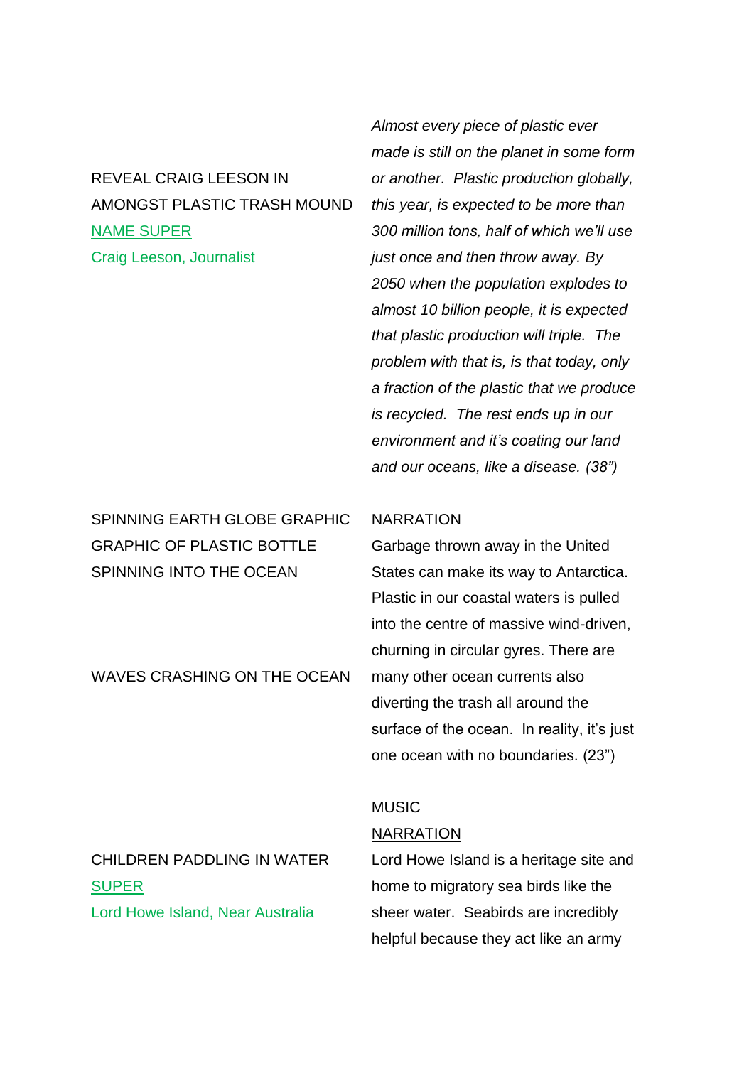| | |
|---|---|
| REVEAL CRAIG LEESON IN AMONGST PLASTIC TRASH MOUND<br><u>NAME SUPER</u><br>Craig Leeson, Journalist | *Almost every piece of plastic ever made is still on the planet in some form or another. Plastic production globally, this year, is expected to be more than 300 million tons, half of which we'll use just once and then throw away. By 2050 when the population explodes to almost 10 billion people, it is expected that plastic production will triple. The problem with that is, is that today, only a fraction of the plastic that we produce is recycled. The rest ends up in our environment and it's coating our land and our oceans, like a disease. (38")* |
| SPINNING EARTH GLOBE GRAPHIC<br>GRAPHIC OF PLASTIC BOTTLE SPINNING INTO THE OCEAN | <u>NARRATION</u><br>Garbage thrown away in the United States can make its way to Antarctica. Plastic in our coastal waters is pulled into the centre of massive wind-driven, churning in circular gyres. There are |
| WAVES CRASHING ON THE OCEAN | many other ocean currents also diverting the trash all around the surface of the ocean. In reality, it's just one ocean with no boundaries. (23") |
| | MUSIC<br><u>NARRATION</u> |
| CHILDREN PADDLING IN WATER<br><u>SUPER</u><br>Lord Howe Island, Near Australia | Lord Howe Island is a heritage site and home to migratory sea birds like the sheer water. Seabirds are incredibly helpful because they act like an army |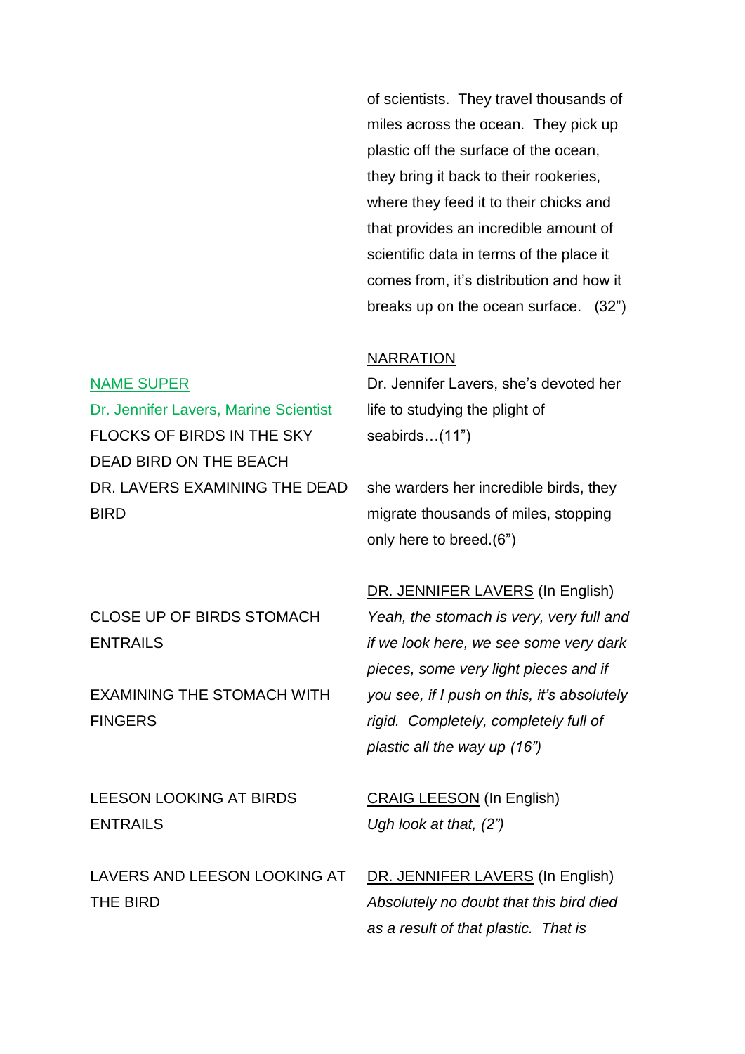| | |
|---|---|
| | of scientists. They travel thousands of miles across the ocean. They pick up plastic off the surface of the ocean, they bring it back to their rookeries, where they feed it to their chicks and that provides an incredible amount of scientific data in terms of the place it comes from, it's distribution and how it breaks up on the ocean surface. (32") |
| NAME SUPER<br>Dr. Jennifer Lavers, Marine Scientist<br>FLOCKS OF BIRDS IN THE SKY<br>DEAD BIRD ON THE BEACH<br>DR. LAVERS EXAMINING THE DEAD BIRD | NARRATION<br>Dr. Jennifer Lavers, she's devoted her life to studying the plight of seabirds…(11")<br><br>she warders her incredible birds, they migrate thousands of miles, stopping only here to breed.(6") |
| CLOSE UP OF BIRDS STOMACH ENTRAILS<br><br>EXAMINING THE STOMACH WITH FINGERS | DR. JENNIFER LAVERS (In English)<br>*Yeah, the stomach is very, very full and if we look here, we see some very dark pieces, some very light pieces and if you see, if I push on this, it's absolutely rigid. Completely, completely full of plastic all the way up (16")* |
| LEESON LOOKING AT BIRDS ENTRAILS | CRAIG LEESON (In English)<br>*Ugh look at that, (2")* |
| LAVERS AND LEESON LOOKING AT THE BIRD | DR. JENNIFER LAVERS (In English)<br>*Absolutely no doubt that this bird died as a result of that plastic. That is* |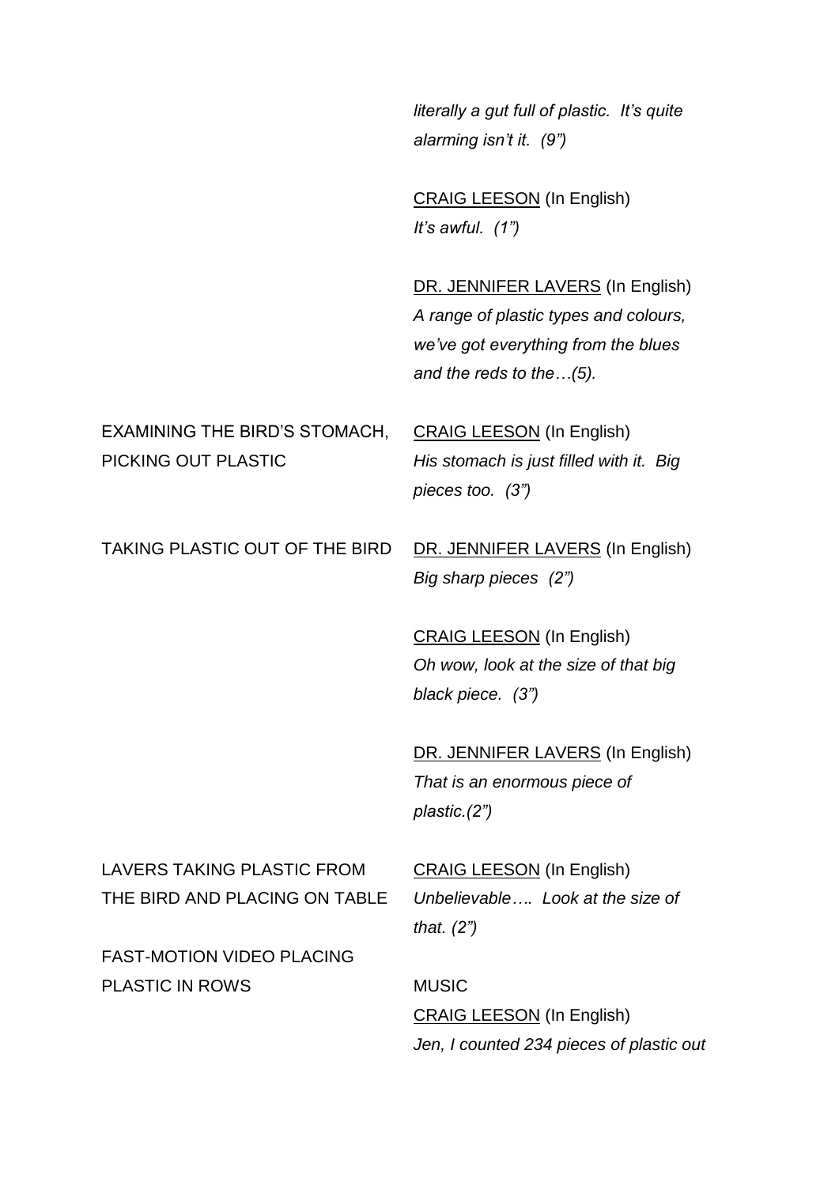| | |
|---|---|
| | *literally a gut full of plastic. It's quite alarming isn't it. (9")* |
| | CRAIG LEESON (In English)<br>*It's awful. (1")* |
| | DR. JENNIFER LAVERS (In English)<br>*A range of plastic types and colours, we've got everything from the blues and the reds to the…(5).* |
| EXAMINING THE BIRD'S STOMACH, PICKING OUT PLASTIC | CRAIG LEESON (In English)<br>*His stomach is just filled with it. Big pieces too. (3")* |
| TAKING PLASTIC OUT OF THE BIRD | DR. JENNIFER LAVERS (In English)<br>*Big sharp pieces (2")* |
| | CRAIG LEESON (In English)<br>*Oh wow, look at the size of that big black piece. (3")* |
| | DR. JENNIFER LAVERS (In English)<br>*That is an enormous piece of plastic.(2")* |
| LAVERS TAKING PLASTIC FROM THE BIRD AND PLACING ON TABLE | CRAIG LEESON (In English)<br>*Unbelievable…. Look at the size of that. (2")* |
| FAST-MOTION VIDEO PLACING PLASTIC IN ROWS | MUSIC<br>CRAIG LEESON (In English)<br>*Jen, I counted 234 pieces of plastic out* |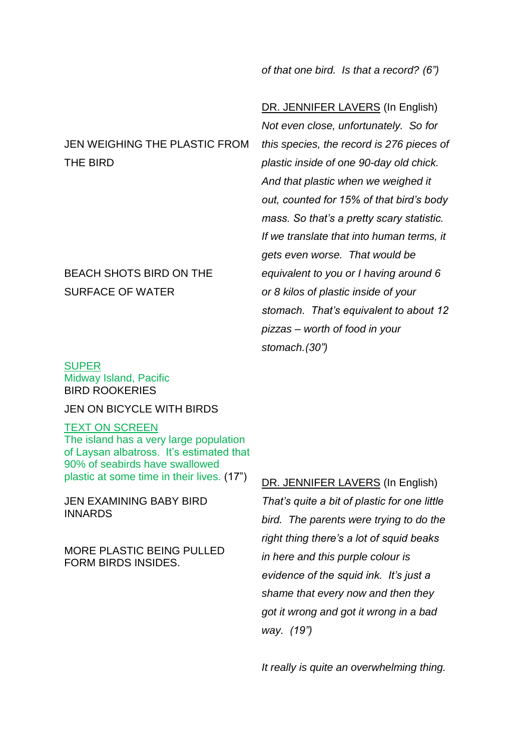*of that one bird. Is that a record? (6")*

JEN WEIGHING THE PLASTIC FROM THE BIRD

DR. JENNIFER LAVERS (In English)
*Not even close, unfortunately. So for this species, the record is 276 pieces of plastic inside of one 90-day old chick. And that plastic when we weighed it out, counted for 15% of that bird's body mass. So that's a pretty scary statistic. If we translate that into human terms, it gets even worse. That would be equivalent to you or I having around 6 or 8 kilos of plastic inside of your stomach. That's equivalent to about 12 pizzas – worth of food in your stomach.(30")*

BEACH SHOTS BIRD ON THE SURFACE OF WATER

SUPER
Midway Island, Pacific
BIRD ROOKERIES

JEN ON BICYCLE WITH BIRDS

TEXT ON SCREEN
The island has a very large population of Laysan albatross. It's estimated that 90% of seabirds have swallowed plastic at some time in their lives. (17")

JEN EXAMINING BABY BIRD INNARDS

DR. JENNIFER LAVERS (In English)
*That's quite a bit of plastic for one little bird. The parents were trying to do the right thing there's a lot of squid beaks in here and this purple colour is evidence of the squid ink. It's just a shame that every now and then they got it wrong and got it wrong in a bad way. (19")*

MORE PLASTIC BEING PULLED FORM BIRDS INSIDES.

*It really is quite an overwhelming thing.*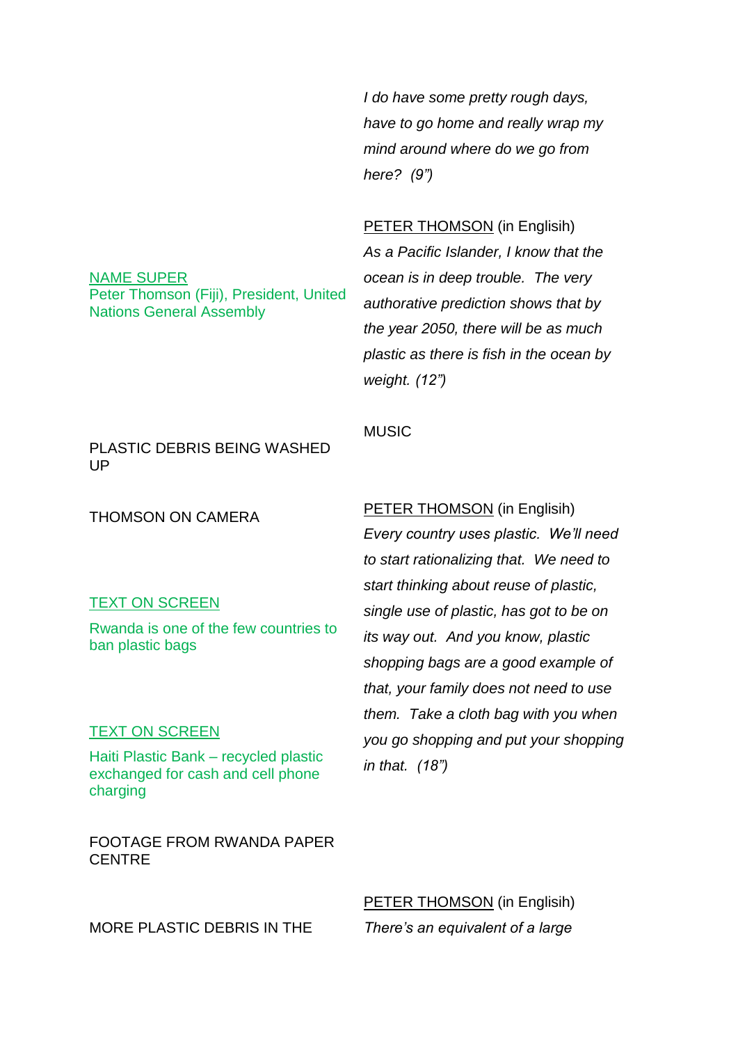| | |
|---|---|
| | *I do have some pretty rough days, have to go home and really wrap my mind around where do we go from here? (9")* |
| NAME SUPER<br>Peter Thomson (Fiji), President, United Nations General Assembly | PETER THOMSON (in Englisih)<br>*As a Pacific Islander, I know that the ocean is in deep trouble. The very authorative prediction shows that by the year 2050, there will be as much plastic as there is fish in the ocean by weight. (12")* |
| PLASTIC DEBRIS BEING WASHED UP | MUSIC |
| THOMSON ON CAMERA<br><br>TEXT ON SCREEN<br>Rwanda is one of the few countries to ban plastic bags<br><br>TEXT ON SCREEN<br>Haiti Plastic Bank – recycled plastic exchanged for cash and cell phone charging<br><br>FOOTAGE FROM RWANDA PAPER CENTRE | PETER THOMSON (in Englisih)<br>*Every country uses plastic. We'll need to start rationalizing that. We need to start thinking about reuse of plastic, single use of plastic, has got to be on its way out. And you know, plastic shopping bags are a good example of that, your family does not need to use them. Take a cloth bag with you when you go shopping and put your shopping in that. (18")* |
| MORE PLASTIC DEBRIS IN THE | PETER THOMSON (in Englisih)<br>*There's an equivalent of a large* |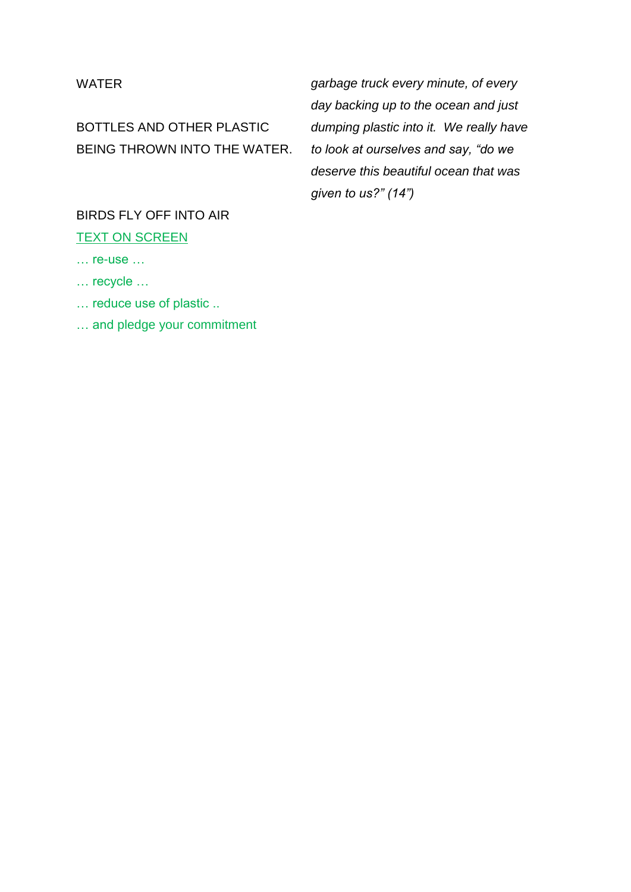WATER

BOTTLES AND OTHER PLASTIC BEING THROWN INTO THE WATER.

*garbage truck every minute, of every day backing up to the ocean and just dumping plastic into it. We really have to look at ourselves and say, "do we deserve this beautiful ocean that was given to us?" (14")*

BIRDS FLY OFF INTO AIR

TEXT ON SCREEN

… re-use …

… recycle …

… reduce use of plastic ..

… and pledge your commitment